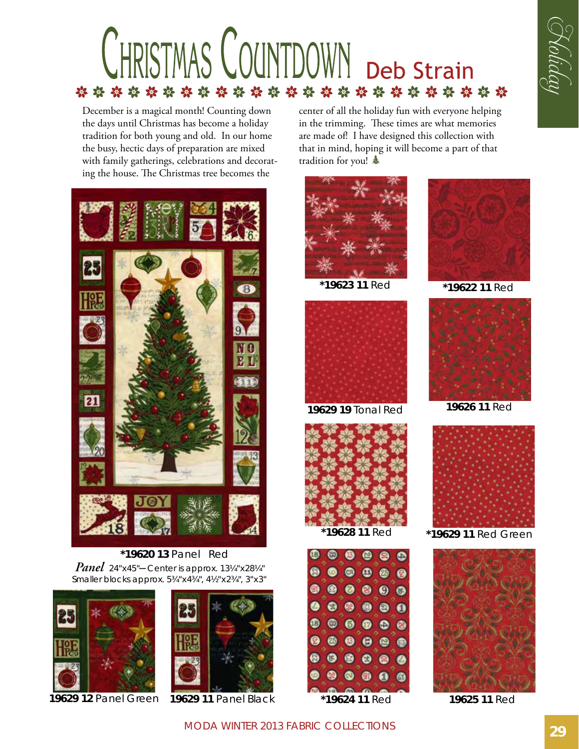# Christmas Countdown

## Deb Strain

December is a magical month! Counting down the days until Christmas has become a holiday tradition for both young and old. In our home the busy, hectic days of preparation are mixed with family gatherings, celebrations and decorating the house. The Christmas tree becomes the center of all the holiday fun with everyone helping in the trimming. These times are what memories are made of! I have designed this collection with that in mind, hoping it will become a part of that tradition for you!

**\*19620 13** Panel Red

*Panel* 24"x45"—Center is approx. 13¼"x28¼"
Smaller blocks approx. 5¾"x4¾", 4½"x2¾", 3"x3"

**19629 12** Panel Green

**19629 11** Panel Black

**\*19623 11** Red

**\*19622 11** Red

**19629 19** Tonal Red

**19626 11** Red

**\*19628 11** Red

**\*19629 11** Red Green

**\*19624 11** Red

**19625 11** Red

MODA WINTER 2013 FABRIC COLLECTIONS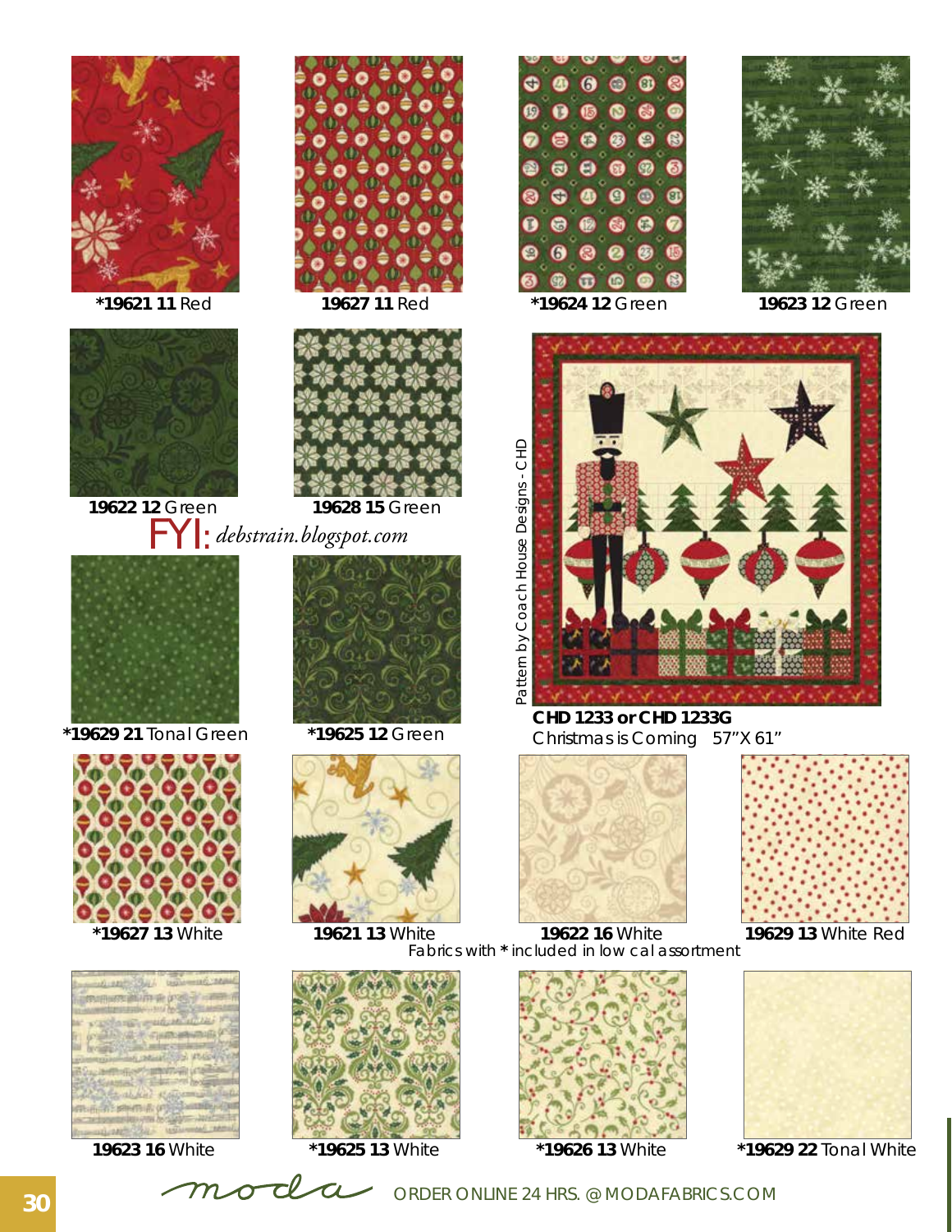**\*19621 11** Red

**19627 11** Red

**\*19624 12** Green

**19623 12** Green

**19622 12** Green

**19628 15** Green

FYI: *debstrain.blogspot.com*

**\*19629 21** Tonal Green

**\*19625 12** Green

Pattern by Coach House Designs - CHD

**CHD 1233 or CHD 1233G**
Christmas is Coming 57"X 61"

**\*19627 13** White

**19621 13** White

**19622 16** White

**19629 13** White Red

Fabrics with * included in low cal assortment

**19623 16** White

**\*19625 13** White

**\*19626 13** White

**\*19629 22** Tonal White

moda ORDER ONLINE 24 HRS. @ MODAFABRICS.COM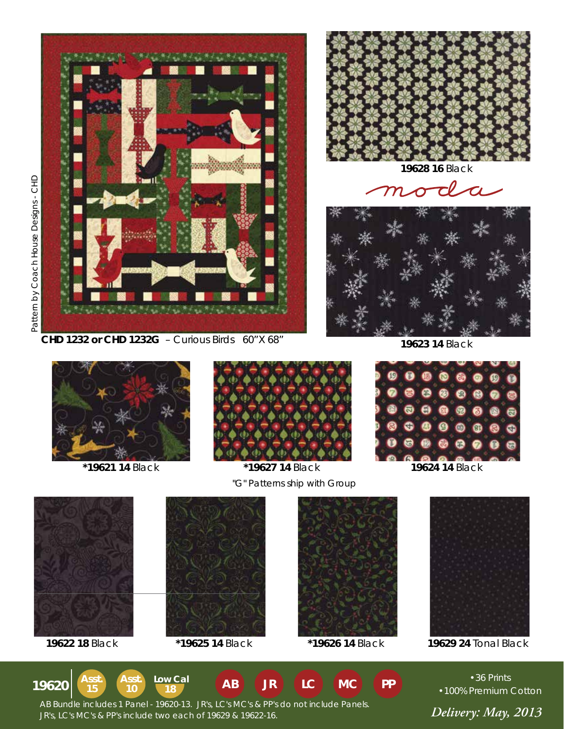Pattern by Coach House Designs - CHD

**CHD 1232 or CHD 1232G** – Curious Birds 60"X 68"

**19628 16** Black

moda

**19623 14** Black

***19621 14** Black

***19627 14** Black

"G" Patterns ship with Group

**19624 14** Black

**19622 18** Black

***19625 14** Black

***19626 14** Black

**19629 24** Tonal Black

**19620** Asst. 15 Asst. 10 Low Cal 18 AB JR LC MC PP

AB Bundle includes 1 Panel - 19620-13. JR's, LC's MC's & PP's do not include Panels.
JR's, LC's MC's & PP's include two each of 19629 & 19622-16.

- 36 Prints
- 100% Premium Cotton

*Delivery: May, 2013*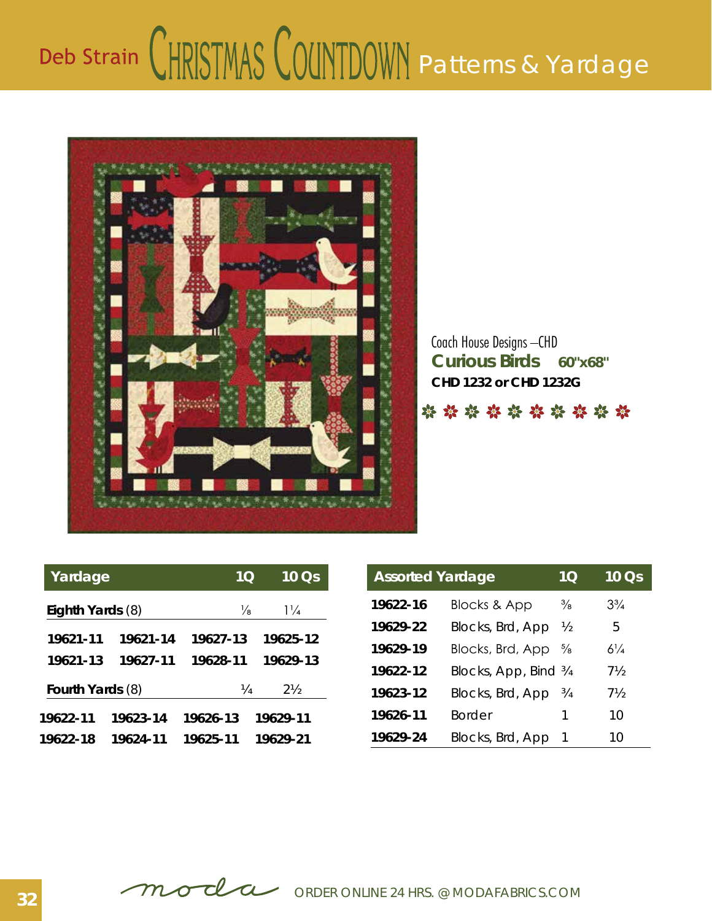# Deb Strain CHRISTMAS COUNTDOWN Patterns & Yardage

Coach House Designs –CHD

**Curious Birds** **60"x68"**

**CHD 1232 or CHD 1232G**

| Yardage | | 1Q | 10 Qs |
|---|---|---|---|
| **Eighth Yards** (8) | | ⅛ | 1¼ |
| **19621-11** | **19621-14** | **19627-13** | **19625-12** |
| **19621-13** | **19627-11** | **19628-11** | **19629-13** |
| **Fourth Yards** (8) | | ¼ | 2½ |
| **19622-11** | **19623-14** | **19626-13** | **19629-11** |
| **19622-18** | **19624-11** | **19625-11** | **19629-21** |

| Assorted Yardage | | 1Q | 10 Qs |
|---|---|---|---|
| **19622-16** | Blocks & App | ⅜ | 3¾ |
| **19629-22** | Blocks, Brd, App | ½ | 5 |
| **19629-19** | Blocks, Brd, App | ⅝ | 6¼ |
| **19622-12** | Blocks, App, Bind | ¾ | 7½ |
| **19623-12** | Blocks, Brd, App | ¾ | 7½ |
| **19626-11** | Border | 1 | 10 |
| **19629-24** | Blocks, Brd, App | 1 | 10 |

moda ORDER ONLINE 24 HRS. @ MODAFABRICS.COM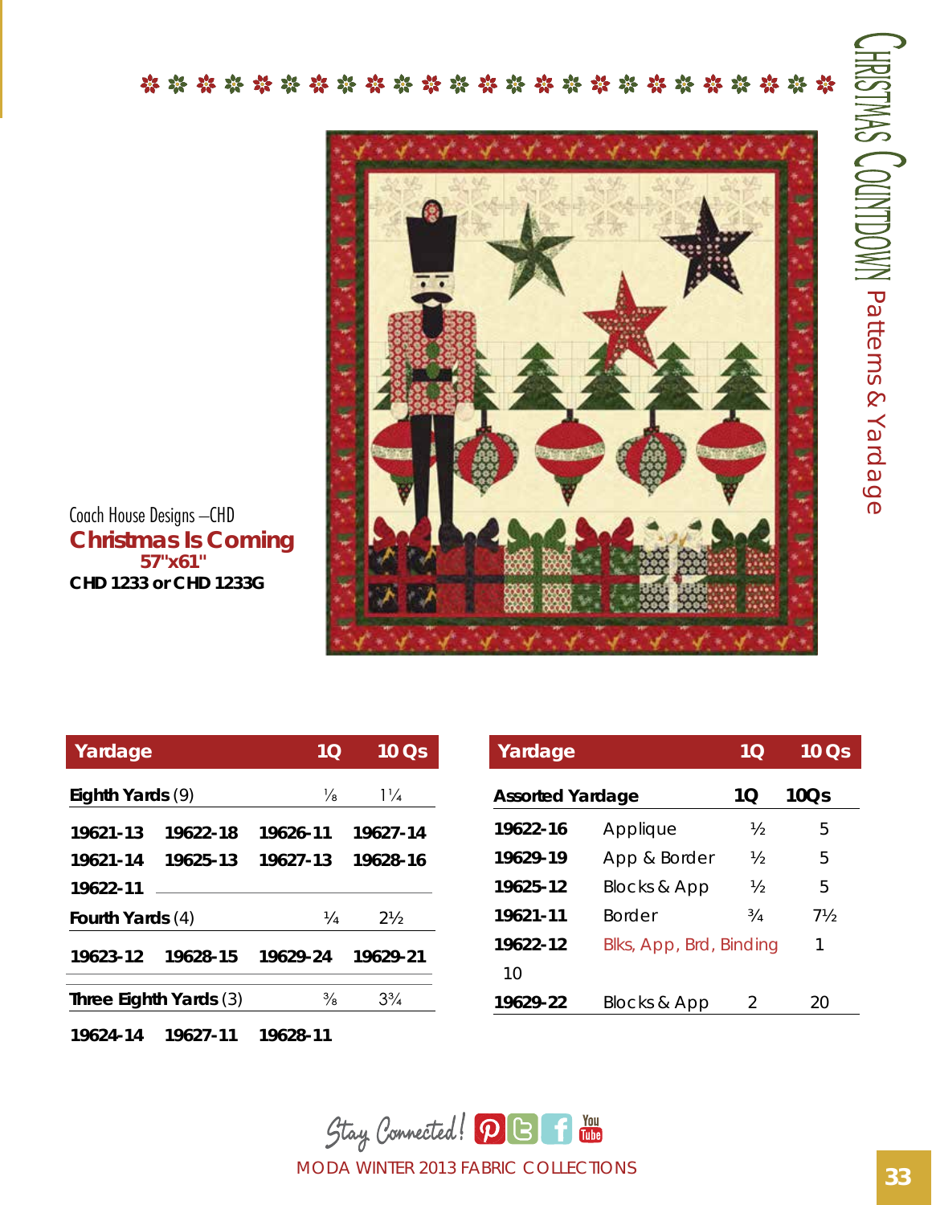# Christmas Countdown Patterns & Yardage

Coach House Designs – CHD

## Christmas Is Coming

**57"x61"**

**CHD 1233 or CHD 1233G**

| Yardage | | | 1Q | 10 Qs |
|---|---|---|---|---|
| **Eighth Yards** (9) | | | ⅛ | 1¼ |
| **19621-13** | **19622-18** | **19626-11** | **19627-14** | |
| **19621-14** | **19625-13** | **19627-13** | **19628-16** | |
| **19622-11** | | | | |
| **Fourth Yards** (4) | | | ¼ | 2½ |
| **19623-12** | **19628-15** | **19629-24** | **19629-21** | |
| **Three Eighth Yards** (3) | | | ⅜ | 3¾ |
| **19624-14** | **19627-11** | **19628-11** | | |

| Yardage | | 1Q | 10 Qs |
|---|---|---|---|
| **Assorted Yardage** | | **1Q** | **10Qs** |
| **19622-16** | Applique | ½ | 5 |
| **19629-19** | App & Border | ½ | 5 |
| **19625-12** | Blocks & App | ½ | 5 |
| **19621-11** | Border | ¾ | 7½ |
| **19622-12** | Blks, App, Brd, Binding | 1 | 10 |
| **19629-22** | Blocks & App | 2 | 20 |

Stay Connected!

MODA WINTER 2013 FABRIC COLLECTIONS